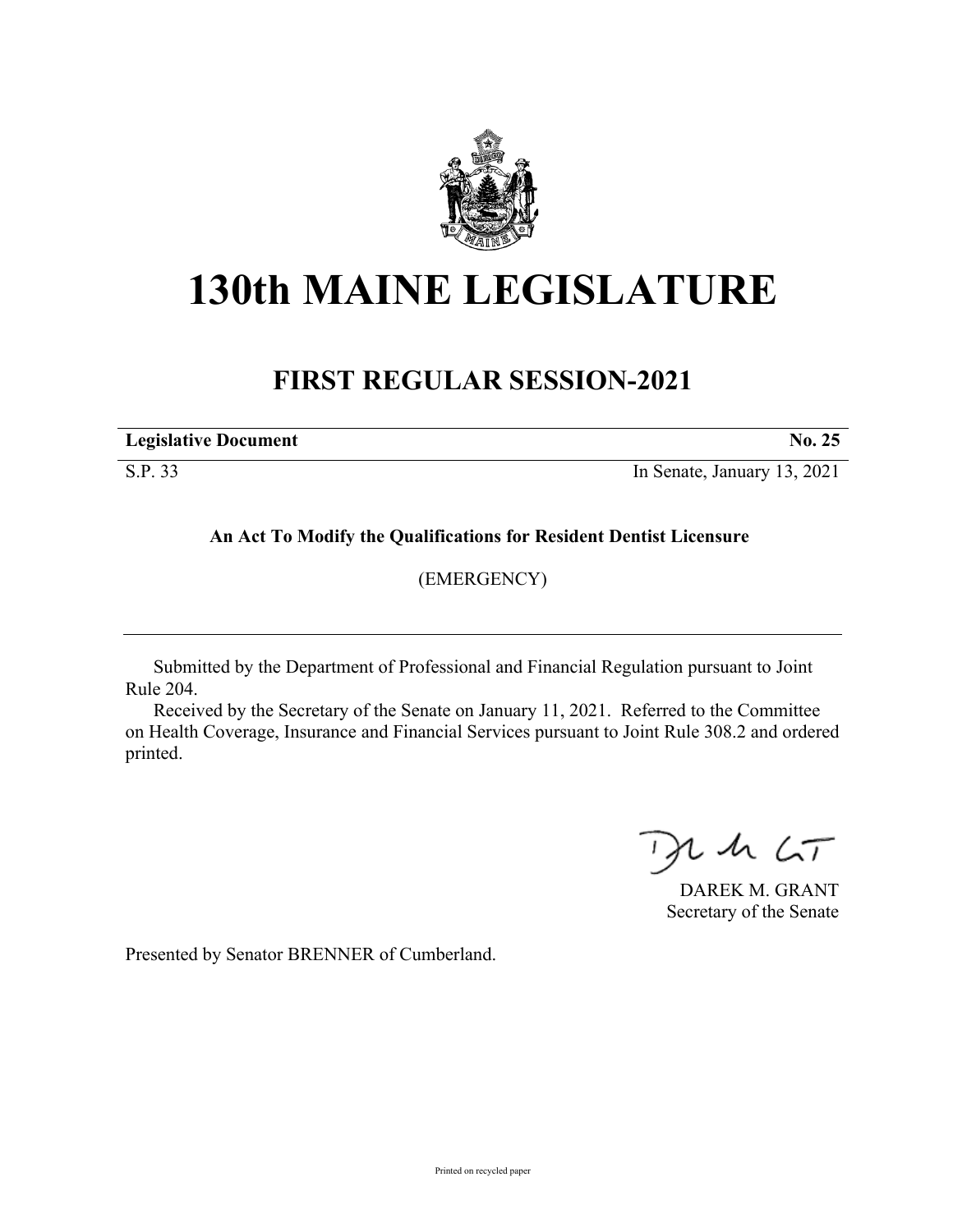# 130th MAINE LEGISLATURE

## FIRST REGULAR SESSION-2021

| **Legislative Document** | **No. 25** |
| --- | --- |
| S.P. 33 | In Senate, January 13, 2021 |

**An Act To Modify the Qualifications for Resident Dentist Licensure**

(EMERGENCY)

Submitted by the Department of Professional and Financial Regulation pursuant to Joint Rule 204.

Received by the Secretary of the Senate on January 11, 2021. Referred to the Committee on Health Coverage, Insurance and Financial Services pursuant to Joint Rule 308.2 and ordered printed.

DAREK M. GRANT
Secretary of the Senate

Presented by Senator BRENNER of Cumberland.

Printed on recycled paper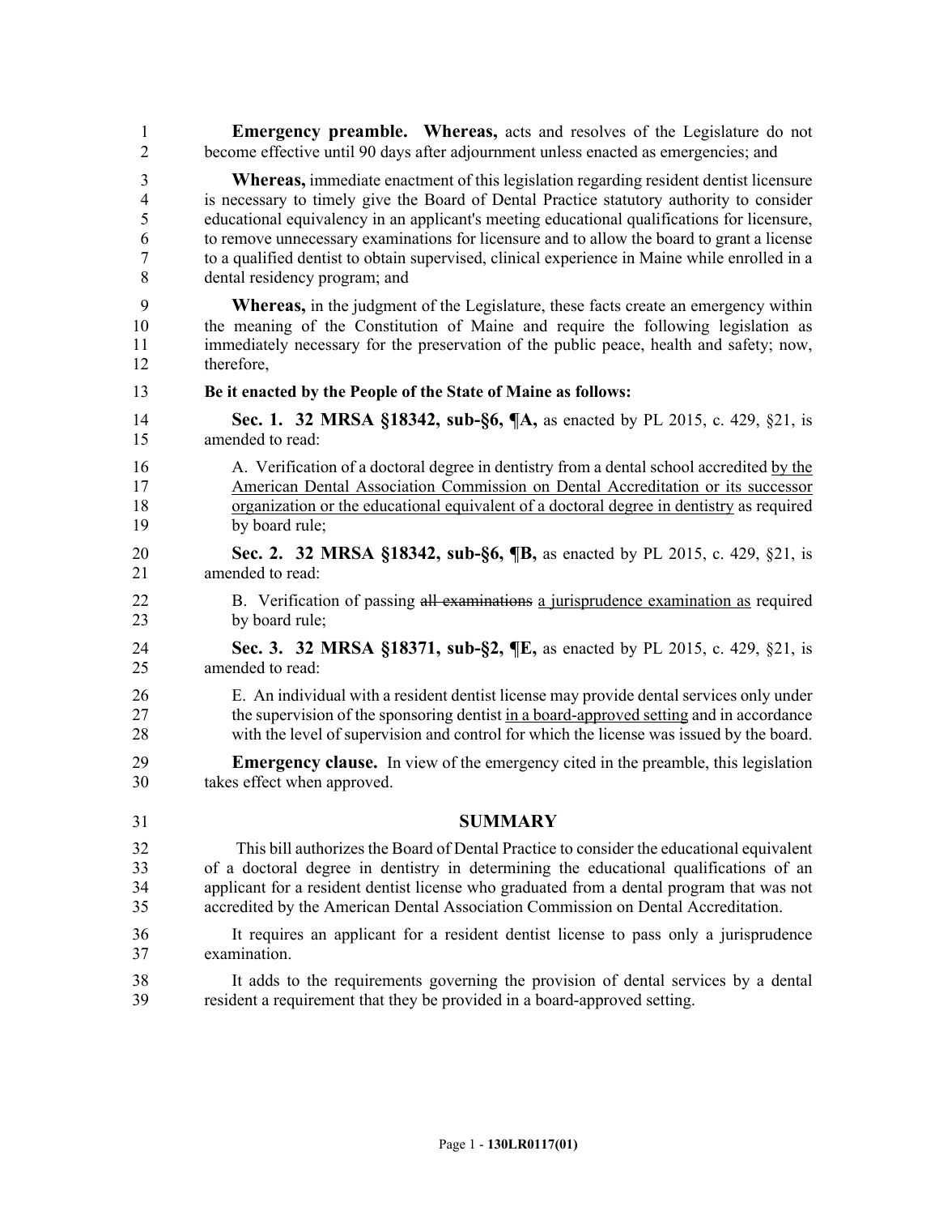**Emergency preamble. Whereas,** acts and resolves of the Legislature do not become effective until 90 days after adjournment unless enacted as emergencies; and

**Whereas,** immediate enactment of this legislation regarding resident dentist licensure is necessary to timely give the Board of Dental Practice statutory authority to consider educational equivalency in an applicant's meeting educational qualifications for licensure, to remove unnecessary examinations for licensure and to allow the board to grant a license to a qualified dentist to obtain supervised, clinical experience in Maine while enrolled in a dental residency program; and

**Whereas,** in the judgment of the Legislature, these facts create an emergency within the meaning of the Constitution of Maine and require the following legislation as immediately necessary for the preservation of the public peace, health and safety; now, therefore,

**Be it enacted by the People of the State of Maine as follows:**

**Sec. 1. 32 MRSA §18342, sub-§6, ¶A,** as enacted by PL 2015, c. 429, §21, is amended to read:

A. Verification of a doctoral degree in dentistry from a dental school accredited <u>by the American Dental Association Commission on Dental Accreditation or its successor organization or the educational equivalent of a doctoral degree in dentistry</u> as required by board rule;

**Sec. 2. 32 MRSA §18342, sub-§6, ¶B,** as enacted by PL 2015, c. 429, §21, is amended to read:

B. Verification of passing ~~all examinations~~ <u>a jurisprudence examination as</u> required by board rule;

**Sec. 3. 32 MRSA §18371, sub-§2, ¶E,** as enacted by PL 2015, c. 429, §21, is amended to read:

E. An individual with a resident dentist license may provide dental services only under the supervision of the sponsoring dentist <u>in a board-approved setting</u> and in accordance with the level of supervision and control for which the license was issued by the board.

**Emergency clause.** In view of the emergency cited in the preamble, this legislation takes effect when approved.

## SUMMARY

This bill authorizes the Board of Dental Practice to consider the educational equivalent of a doctoral degree in dentistry in determining the educational qualifications of an applicant for a resident dentist license who graduated from a dental program that was not accredited by the American Dental Association Commission on Dental Accreditation.

It requires an applicant for a resident dentist license to pass only a jurisprudence examination.

It adds to the requirements governing the provision of dental services by a dental resident a requirement that they be provided in a board-approved setting.